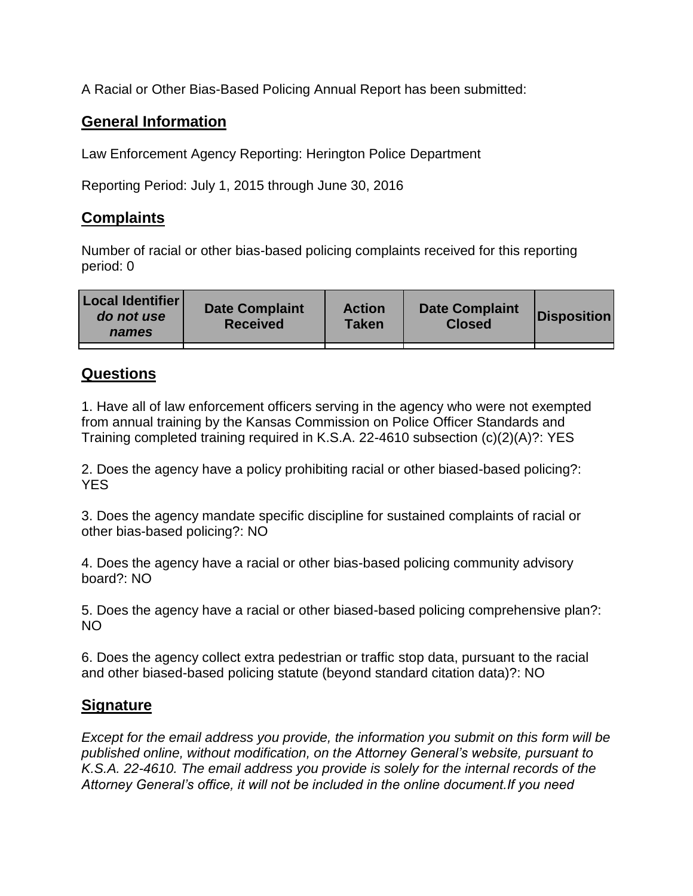A Racial or Other Bias-Based Policing Annual Report has been submitted:

## General Information

Law Enforcement Agency Reporting: Herington Police Department

Reporting Period: July 1, 2015 through June 30, 2016

## Complaints

Number of racial or other bias-based policing complaints received for this reporting period: 0

| Local Identifier *do not use names* | Date Complaint Received | Action Taken | Date Complaint Closed | Disposition |
|---|---|---|---|---|
| | | | | |

## Questions

1. Have all of law enforcement officers serving in the agency who were not exempted from annual training by the Kansas Commission on Police Officer Standards and Training completed training required in K.S.A. 22-4610 subsection (c)(2)(A)?: YES

2. Does the agency have a policy prohibiting racial or other biased-based policing?: YES

3. Does the agency mandate specific discipline for sustained complaints of racial or other bias-based policing?: NO

4. Does the agency have a racial or other bias-based policing community advisory board?: NO

5. Does the agency have a racial or other biased-based policing comprehensive plan?: NO

6. Does the agency collect extra pedestrian or traffic stop data, pursuant to the racial and other biased-based policing statute (beyond standard citation data)?: NO

## Signature

*Except for the email address you provide, the information you submit on this form will be published online, without modification, on the Attorney General's website, pursuant to K.S.A. 22-4610. The email address you provide is solely for the internal records of the Attorney General's office, it will not be included in the online document.If you need*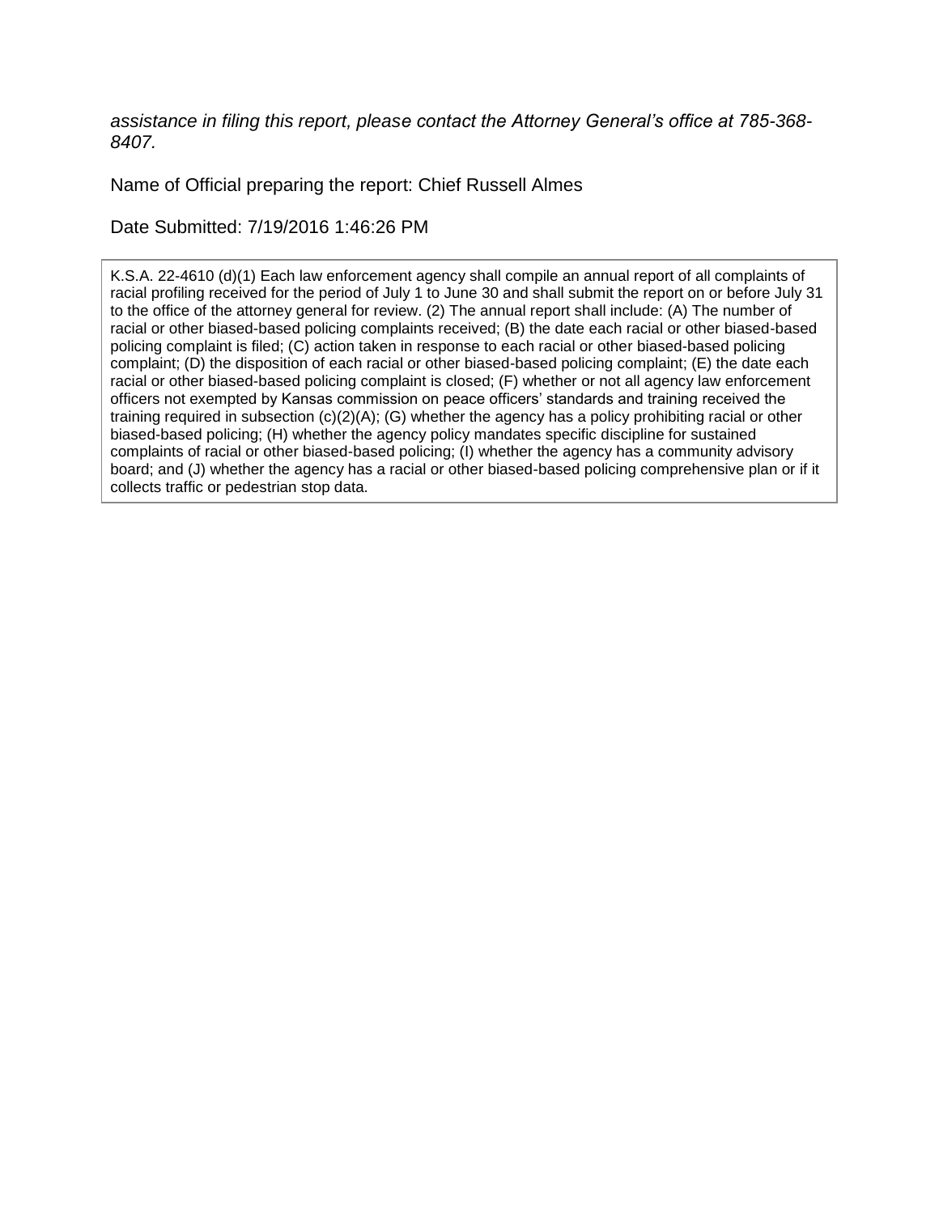*assistance in filing this report, please contact the Attorney General's office at 785-368-8407.*

Name of Official preparing the report: Chief Russell Almes

Date Submitted: 7/19/2016 1:46:26 PM

K.S.A. 22-4610 (d)(1) Each law enforcement agency shall compile an annual report of all complaints of racial profiling received for the period of July 1 to June 30 and shall submit the report on or before July 31 to the office of the attorney general for review. (2) The annual report shall include: (A) The number of racial or other biased-based policing complaints received; (B) the date each racial or other biased-based policing complaint is filed; (C) action taken in response to each racial or other biased-based policing complaint; (D) the disposition of each racial or other biased-based policing complaint; (E) the date each racial or other biased-based policing complaint is closed; (F) whether or not all agency law enforcement officers not exempted by Kansas commission on peace officers' standards and training received the training required in subsection (c)(2)(A); (G) whether the agency has a policy prohibiting racial or other biased-based policing; (H) whether the agency policy mandates specific discipline for sustained complaints of racial or other biased-based policing; (I) whether the agency has a community advisory board; and (J) whether the agency has a racial or other biased-based policing comprehensive plan or if it collects traffic or pedestrian stop data.